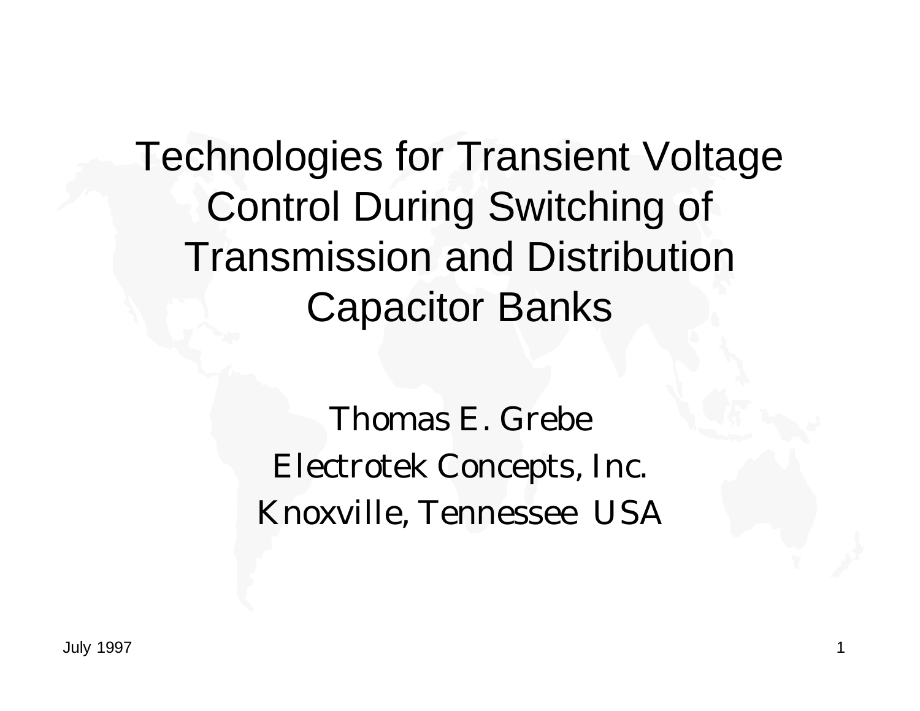# Technologies for Transient Voltage Control During Switching of Transmission and Distribution Capacitor Banks

Thomas E. Grebe

Electrotek Concepts, Inc.

Knoxville, Tennessee USA

July 1997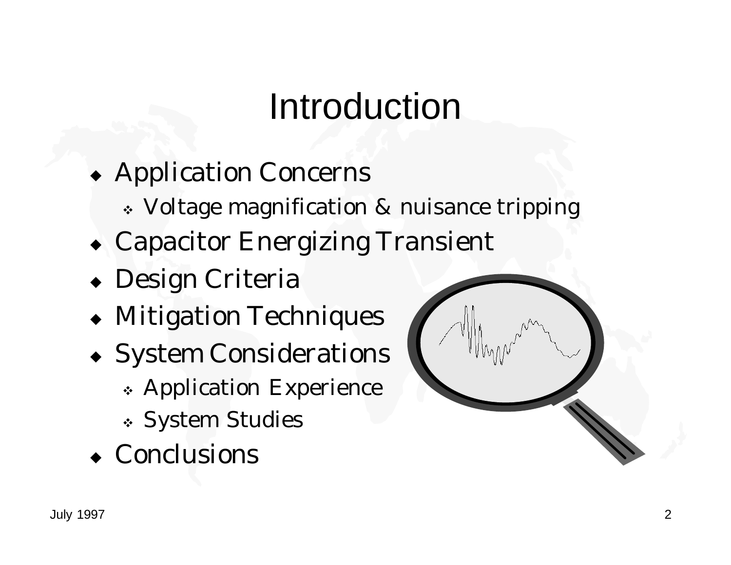# Introduction

- Application Concerns
  - Voltage magnification & nuisance tripping
- Capacitor Energizing Transient
- Design Criteria
- Mitigation Techniques
- System Considerations
  - Application Experience
  - System Studies
- Conclusions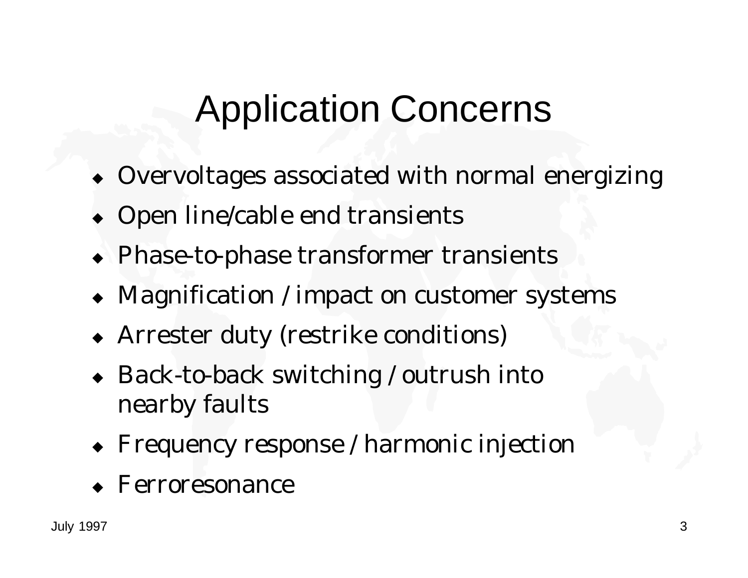# Application Concerns

- Overvoltages associated with normal energizing
- Open line/cable end transients
- Phase-to-phase transformer transients
- Magnification / impact on customer systems
- Arrester duty (restrike conditions)
- Back-to-back switching / outrush into nearby faults
- Frequency response / harmonic injection
- Ferroresonance

July 1997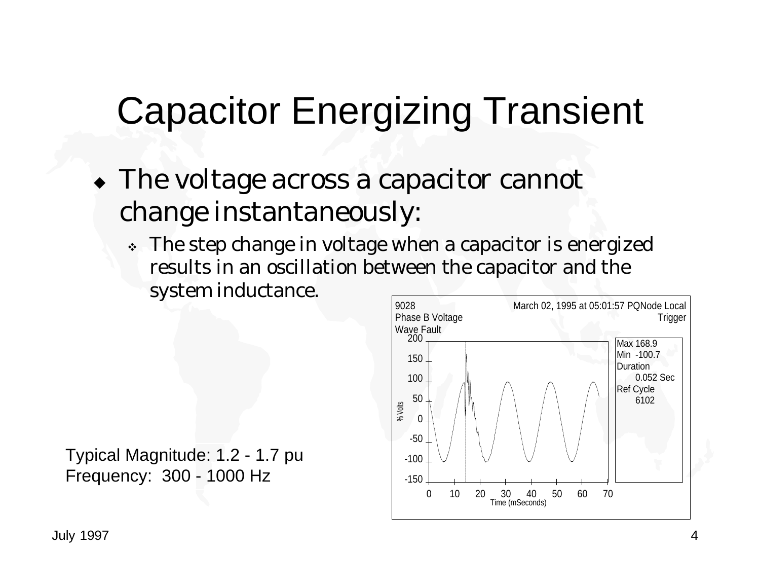# Capacitor Energizing Transient

- The voltage across a capacitor cannot change instantaneously:
  - The step change in voltage when a capacitor is energized results in an oscillation between the capacitor and the system inductance.

9028
Phase B Voltage
Wave Fault

March 02, 1995 at 05:01:57 PQNode Local Trigger

Max 168.9
Min -100.7
Duration
0.052 Sec
Ref Cycle
6102

% Volts

Time (mSeconds)

Typical Magnitude: 1.2 - 1.7 pu
Frequency: 300 - 1000 Hz

July 1997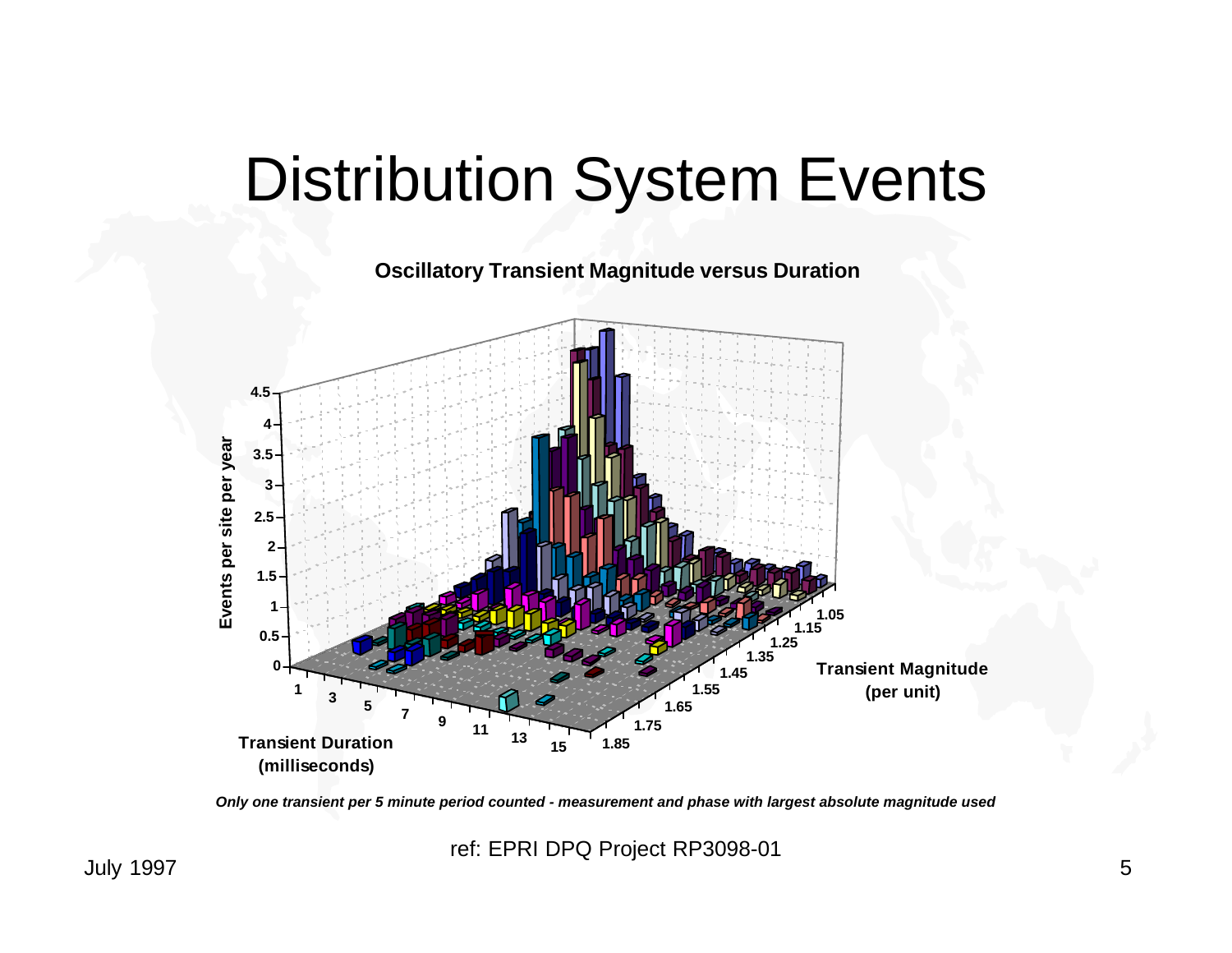# Distribution System Events

**Oscillatory Transient Magnitude versus Duration**

Events per site per year: 0, 0.5, 1, 1.5, 2, 2.5, 3, 3.5, 4, 4.5

Transient Duration (milliseconds): 1, 3, 5, 7, 9, 11, 13, 15

Transient Magnitude (per unit): 1.05, 1.15, 1.25, 1.35, 1.45, 1.55, 1.65, 1.75, 1.85

*Only one transient per 5 minute period counted - measurement and phase with largest absolute magnitude used*

ref: EPRI DPQ Project RP3098-01

July 1997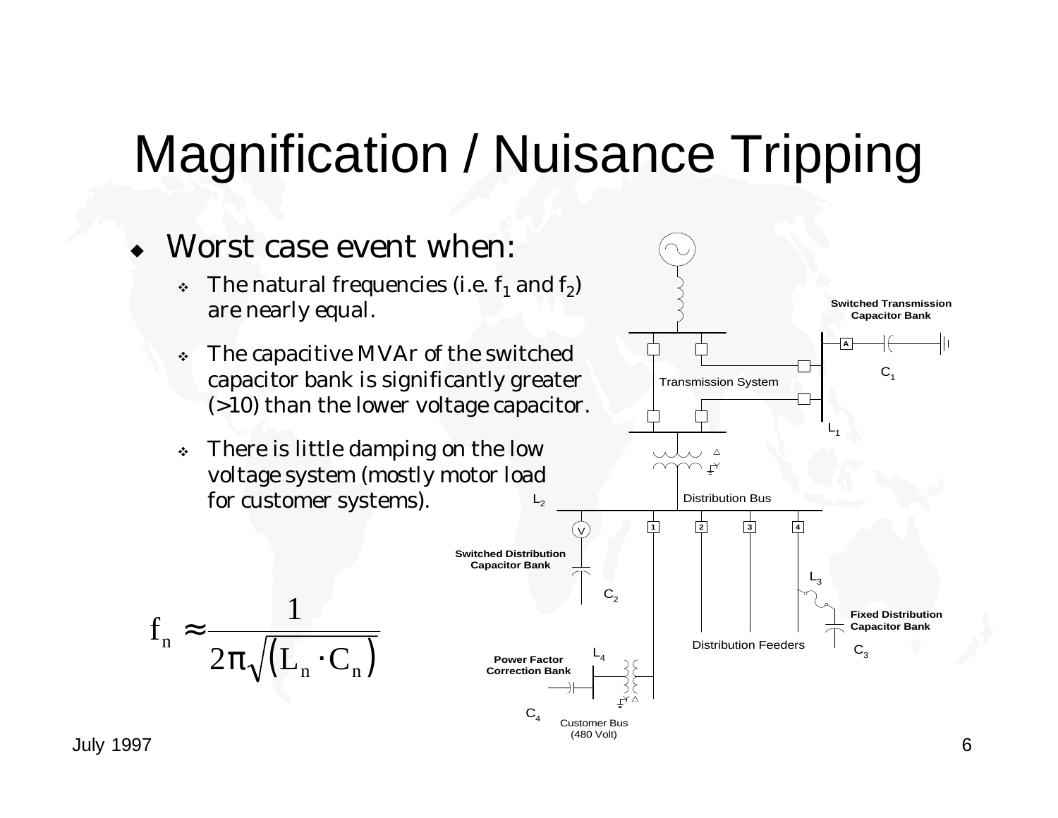# Magnification / Nuisance Tripping

- Worst case event when:
  - The natural frequencies (i.e. $f_1$ and $f_2$) are nearly equal.
  - The capacitive MVAr of the switched capacitor bank is significantly greater (>10) than the lower voltage capacitor.
  - There is little damping on the low voltage system (mostly motor load for customer systems).

$$f_n \approx \frac{1}{2\pi\sqrt{(L_n \cdot C_n)}}$$

Transmission System

Switched Transmission Capacitor Bank

A

$C_1$

$L_1$

Distribution Bus

$L_2$

V

1 2 3 4

Switched Distribution Capacitor Bank

$C_2$

$L_3$

Fixed Distribution Capacitor Bank

$C_3$

Distribution Feeders

$L_4$

Power Factor Correction Bank

$C_4$

Customer Bus (480 Volt)

July 1997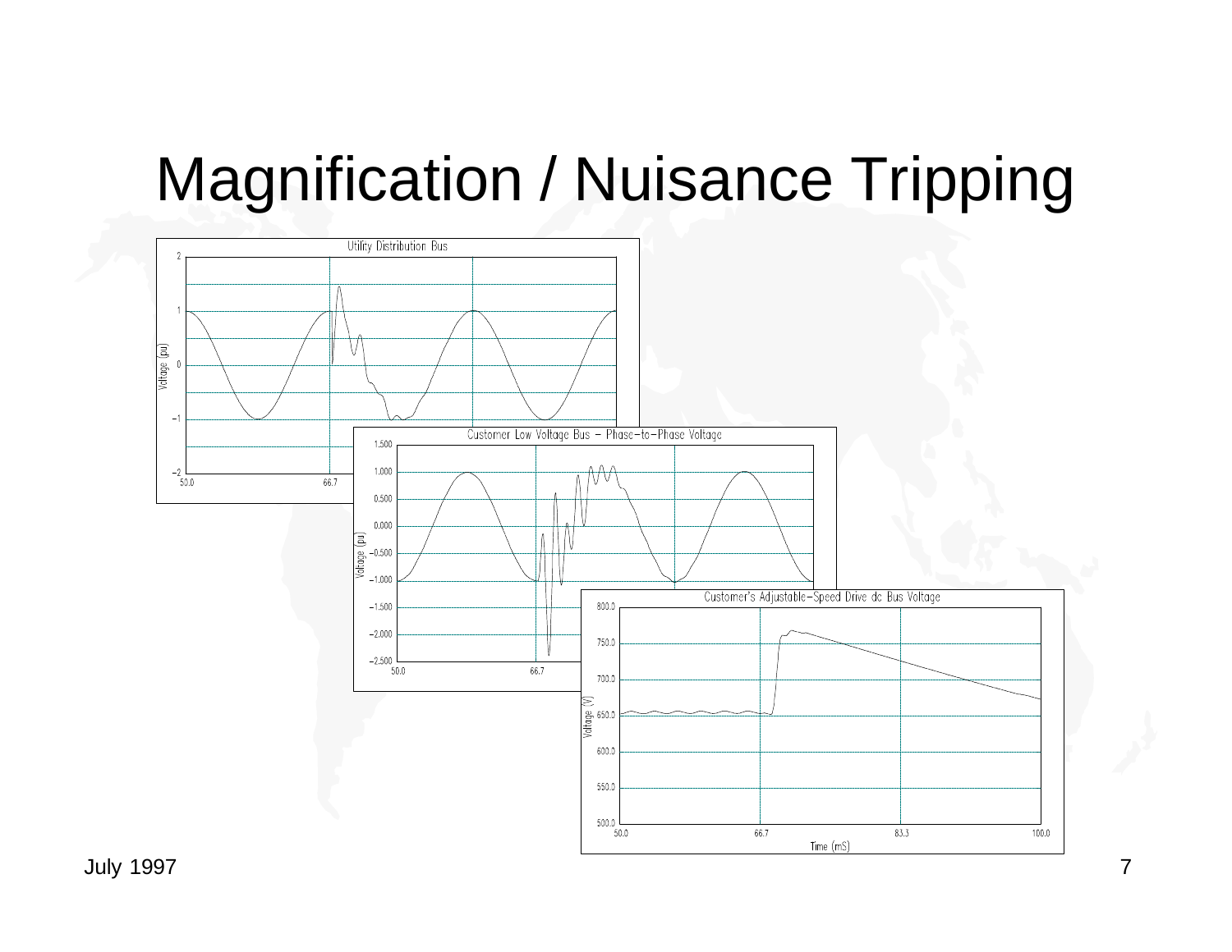# Magnification / Nuisance Tripping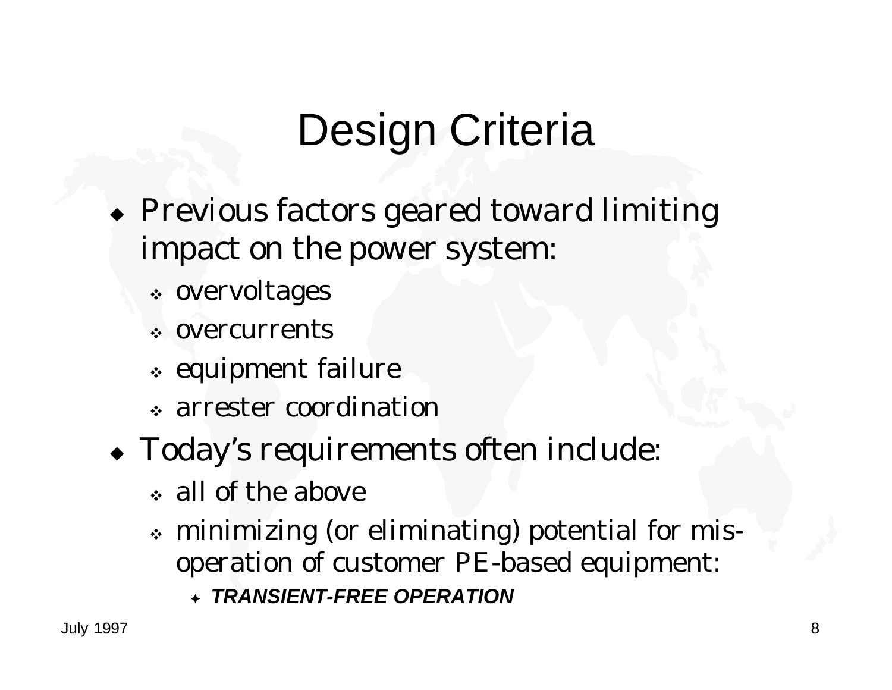# Design Criteria

- Previous factors geared toward limiting impact on the power system:
  - overvoltages
  - overcurrents
  - equipment failure
  - arrester coordination
- Today's requirements often include:
  - all of the above
  - minimizing (or eliminating) potential for mis-operation of customer PE-based equipment:
    - ***TRANSIENT-FREE OPERATION***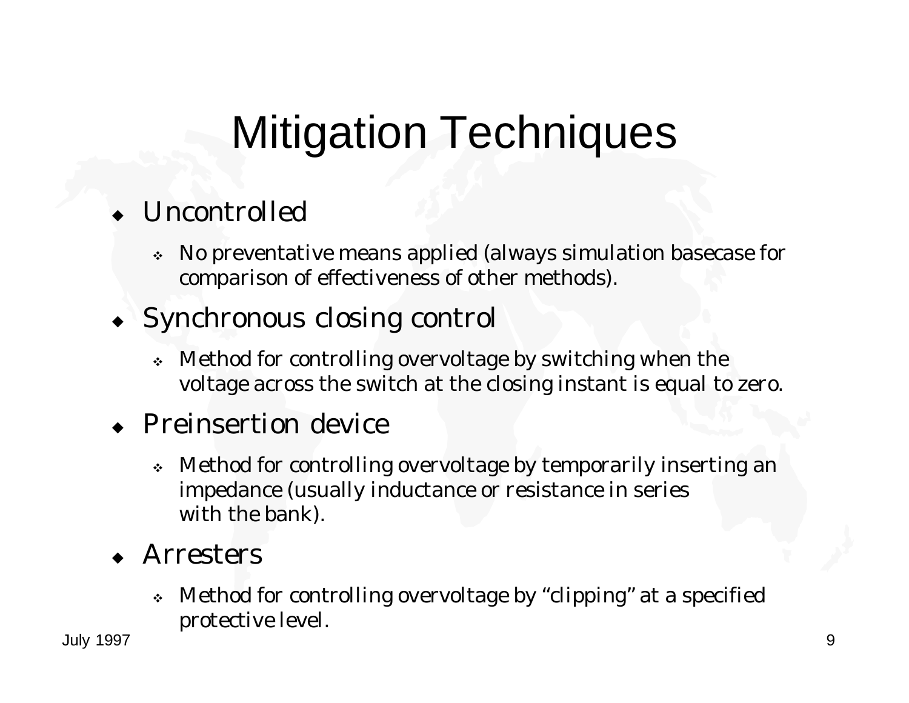# Mitigation Techniques

- Uncontrolled
  - No preventative means applied (always simulation basecase for comparison of effectiveness of other methods).
- Synchronous closing control
  - Method for controlling overvoltage by switching when the voltage across the switch at the closing instant is equal to zero.
- Preinsertion device
  - Method for controlling overvoltage by temporarily inserting an impedance (usually inductance or resistance in series with the bank).
- Arresters
  - Method for controlling overvoltage by "clipping" at a specified protective level.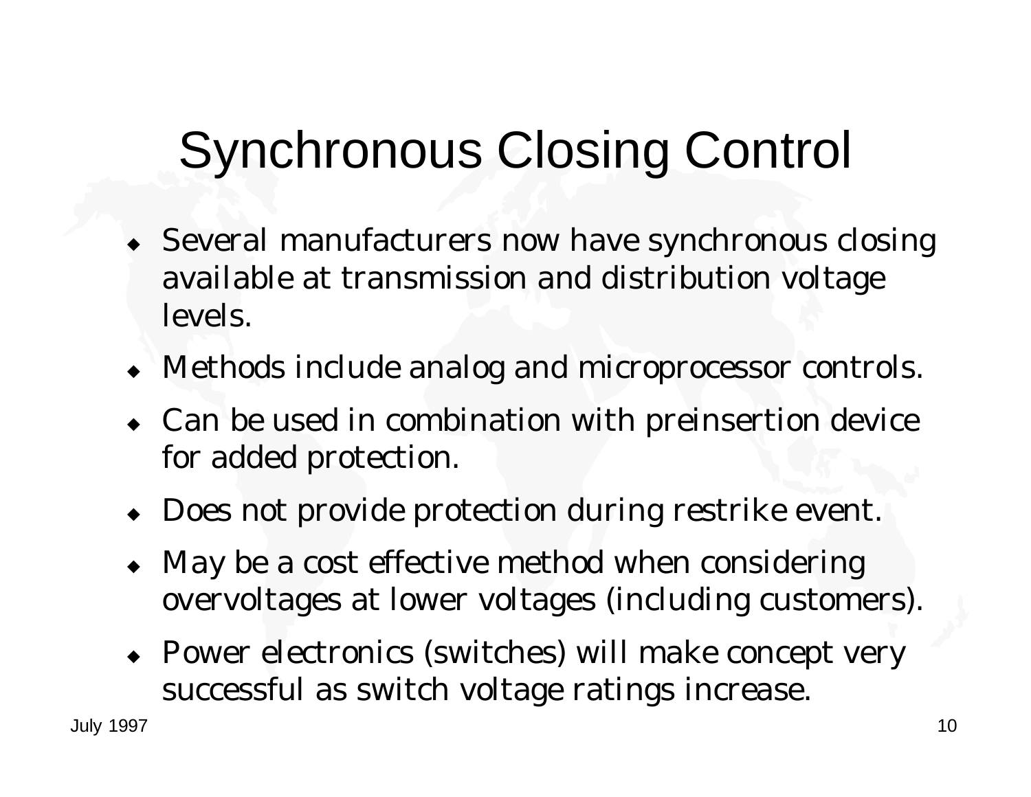# Synchronous Closing Control

- Several manufacturers now have synchronous closing available at transmission and distribution voltage levels.
- Methods include analog and microprocessor controls.
- Can be used in combination with preinsertion device for added protection.
- Does not provide protection during restrike event.
- May be a cost effective method when considering overvoltages at lower voltages (including customers).
- Power electronics (switches) will make concept very successful as switch voltage ratings increase.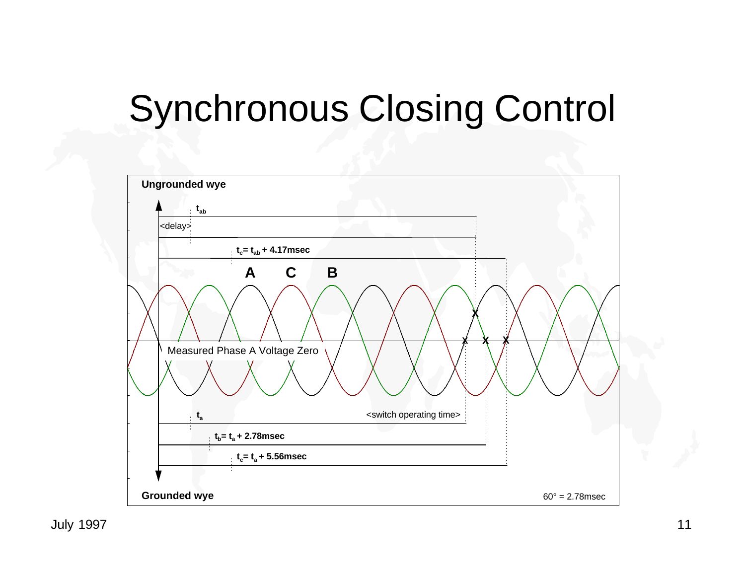# Synchronous Closing Control

**Ungrounded wye**

$t_{ab}$

<delay>

$t_c = t_{ab} + 4.17$msec

**A** **C** **B**

Measured Phase A Voltage Zero

$t_a$

<switch operating time>

$t_b = t_a + 2.78$msec

$t_c = t_a + 5.56$msec

**Grounded wye**

60° = 2.78msec

July 1997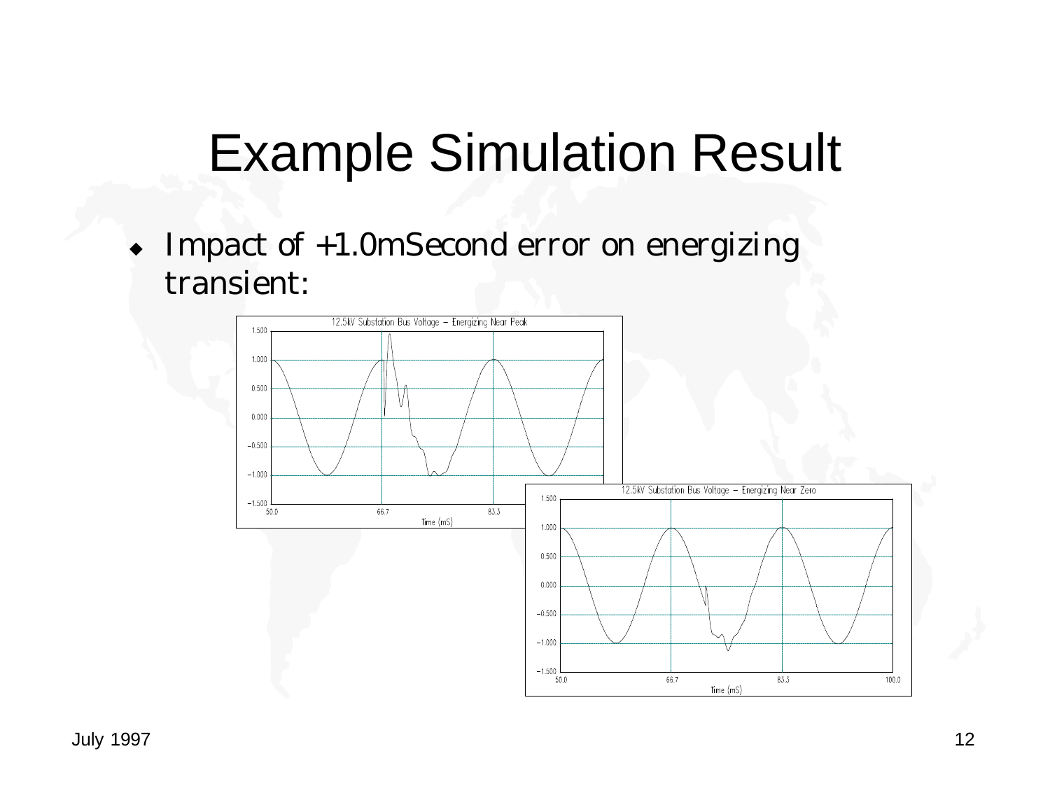# Example Simulation Result

- Impact of +1.0mSecond error on energizing transient: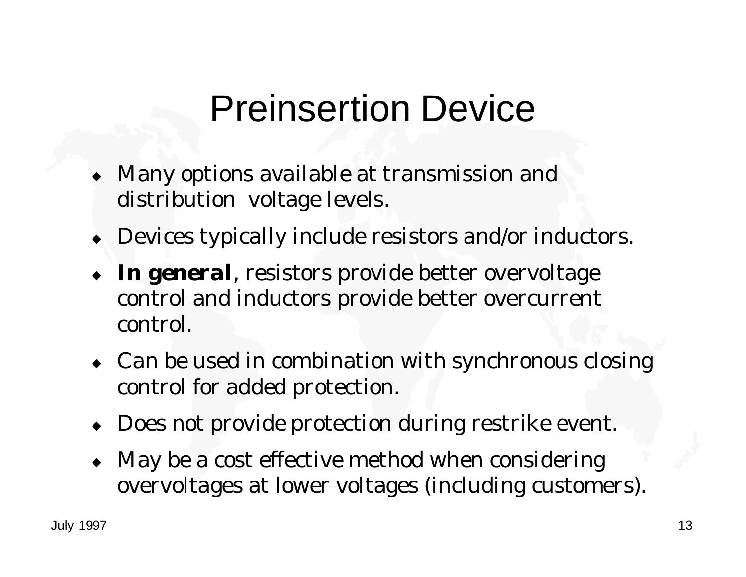# Preinsertion Device

- Many options available at transmission and distribution voltage levels.
- Devices typically include resistors and/or inductors.
- ***In general***, resistors provide better overvoltage control and inductors provide better overcurrent control.
- Can be used in combination with synchronous closing control for added protection.
- Does not provide protection during restrike event.
- May be a cost effective method when considering overvoltages at lower voltages (including customers).

July 1997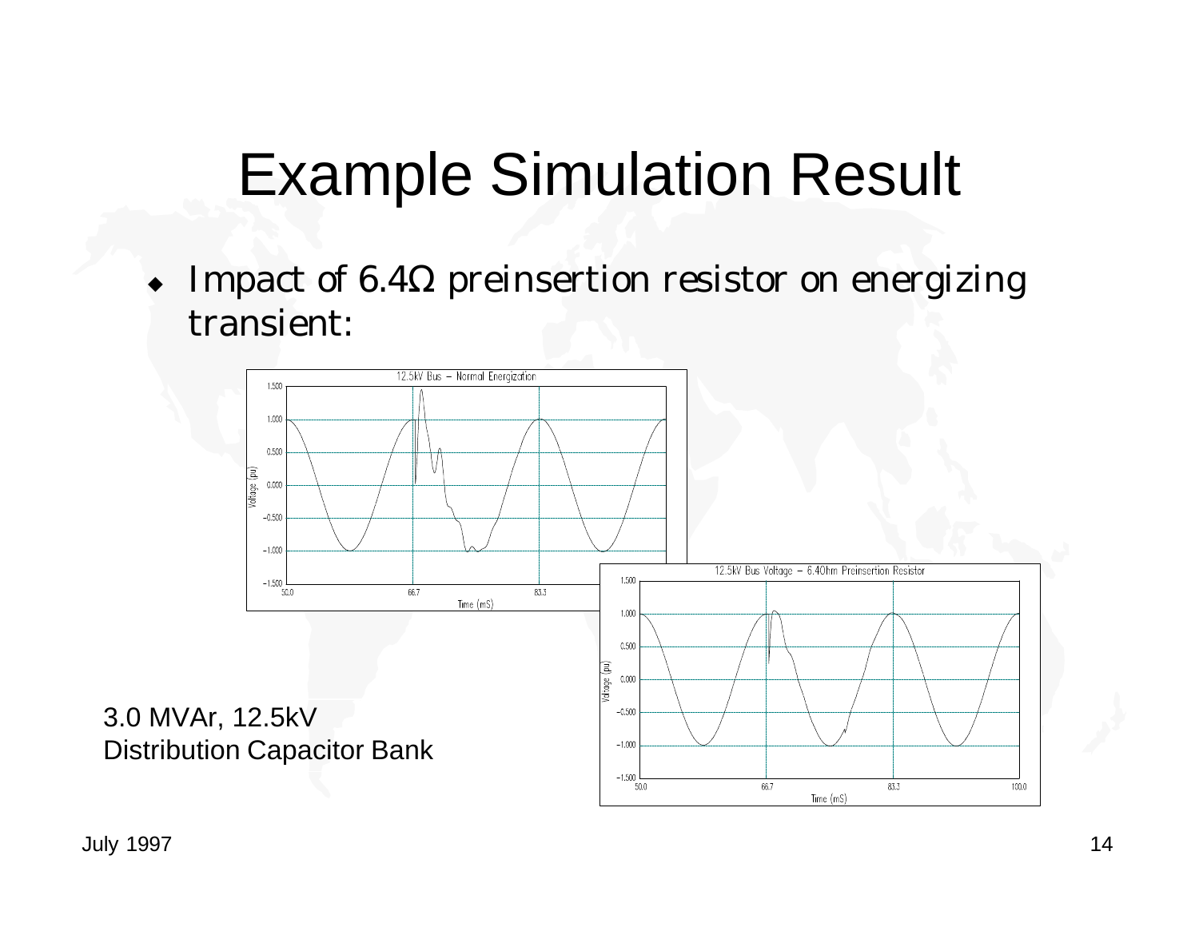# Example Simulation Result

- Impact of 6.4Ω preinsertion resistor on energizing transient:

3.0 MVAr, 12.5kV
Distribution Capacitor Bank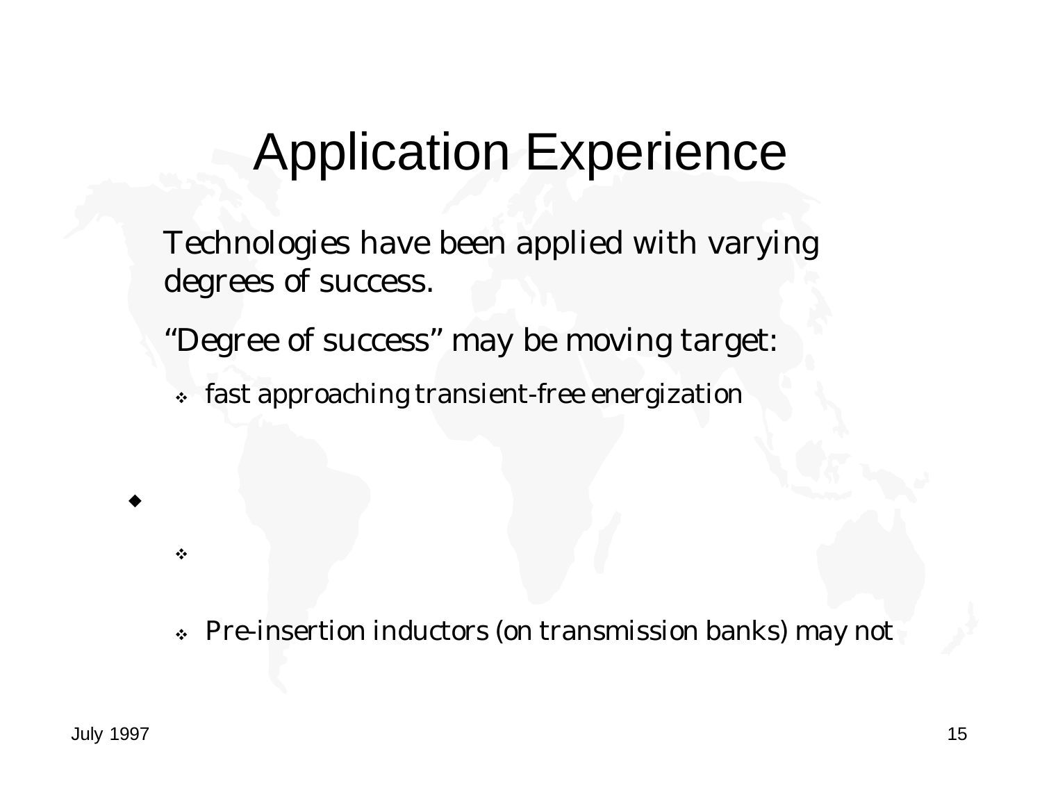# Application Experience

Technologies have been applied with varying degrees of success.

"Degree of success" may be moving target:

- fast approaching transient-free energization

- 
  - 
  - Pre-insertion inductors (on transmission banks) may not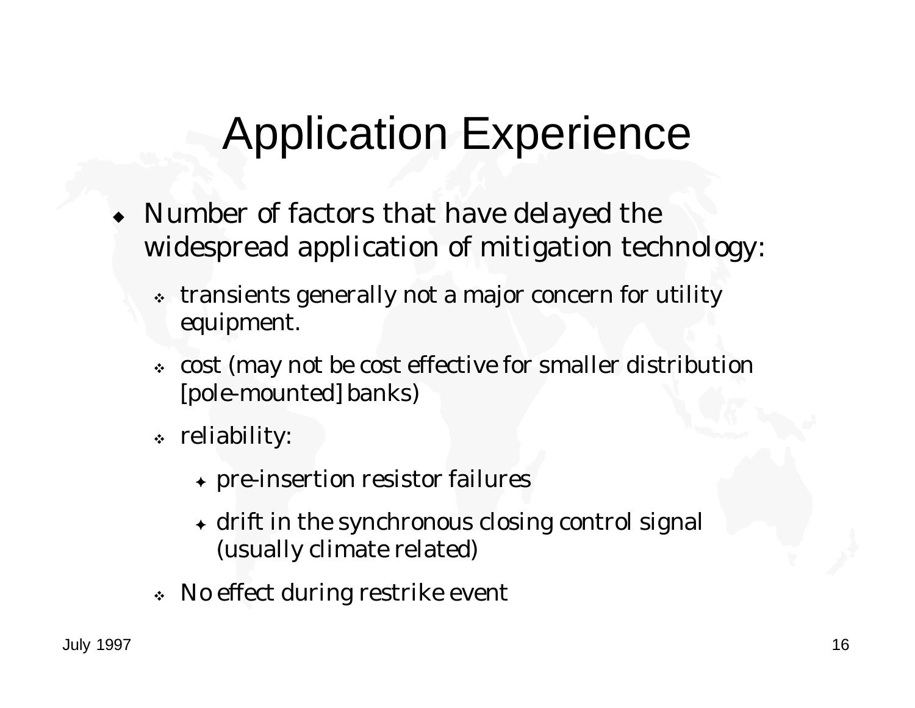# Application Experience

- Number of factors that have delayed the widespread application of mitigation technology:
  - transients generally not a major concern for utility equipment.
  - cost (may not be cost effective for smaller distribution [pole-mounted] banks)
  - reliability:
    - pre-insertion resistor failures
    - drift in the synchronous closing control signal (usually climate related)
  - No effect during restrike event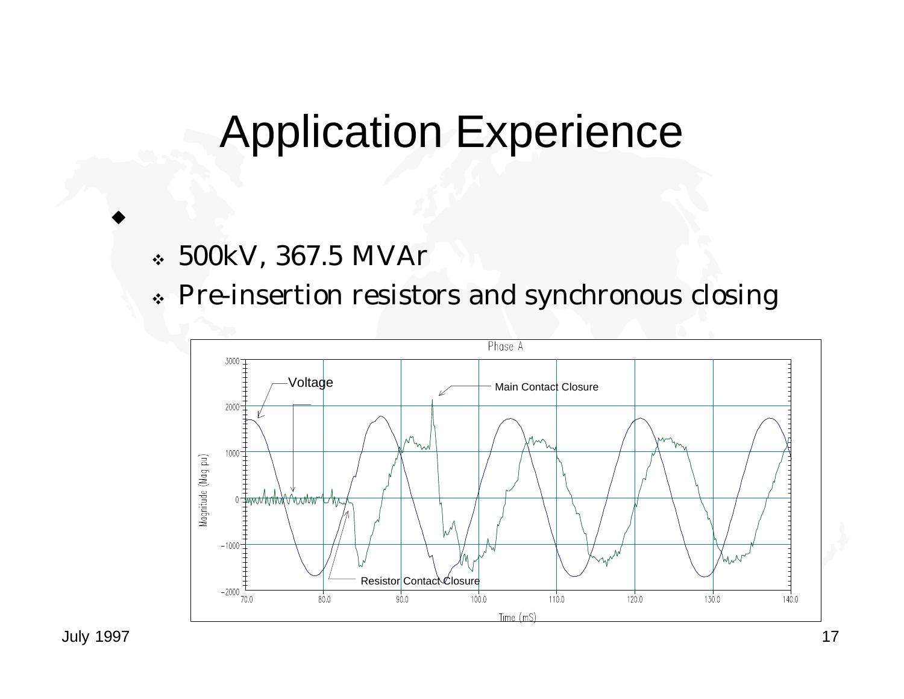# Application Experience

- 
  - 500kV, 367.5 MVAr
  - Pre-insertion resistors and synchronous closing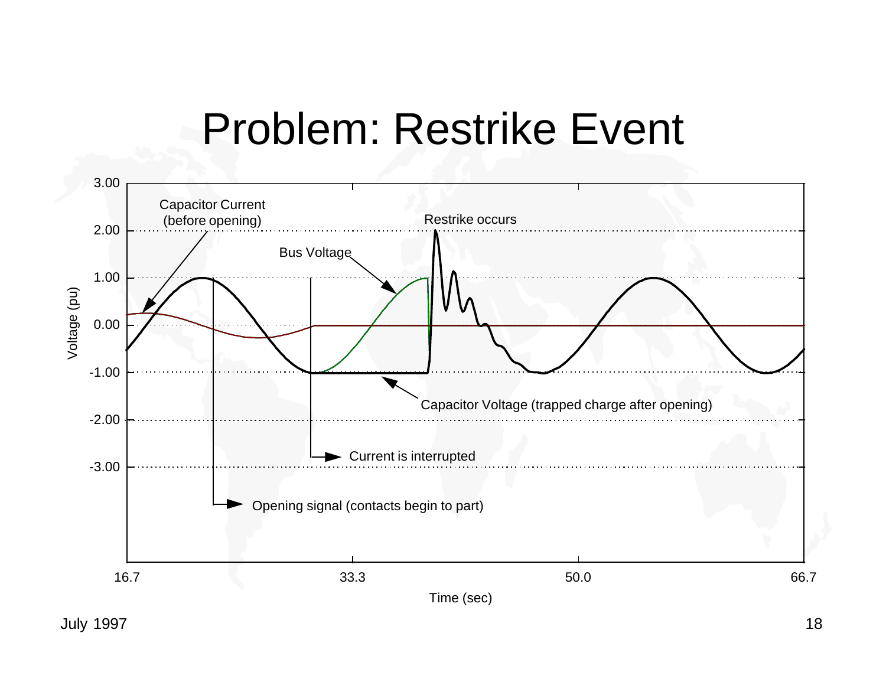# Problem: Restrike Event

Capacitor Current (before opening)

Restrike occurs

Bus Voltage

Capacitor Voltage (trapped charge after opening)

Current is interrupted

Opening signal (contacts begin to part)

Voltage (pu): 3.00, 2.00, 1.00, 0.00, -1.00, -2.00, -3.00

Time (sec): 16.7, 33.3, 50.0, 66.7

July 1997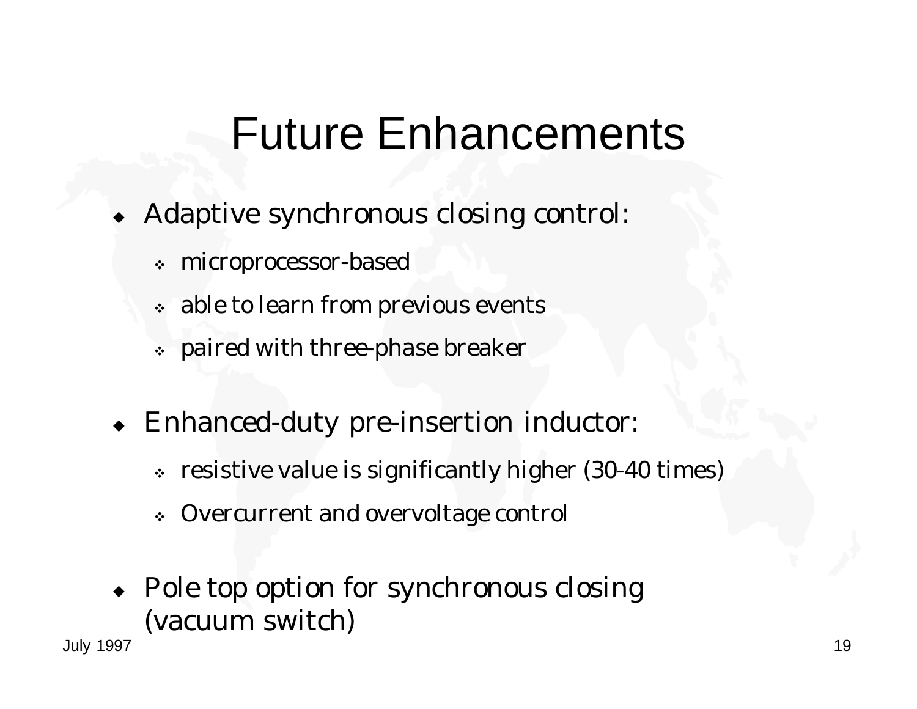# Future Enhancements

- Adaptive synchronous closing control:
  - microprocessor-based
  - able to learn from previous events
  - paired with three-phase breaker
- Enhanced-duty pre-insertion inductor:
  - resistive value is significantly higher (30-40 times)
  - Overcurrent and overvoltage control
- Pole top option for synchronous closing (vacuum switch)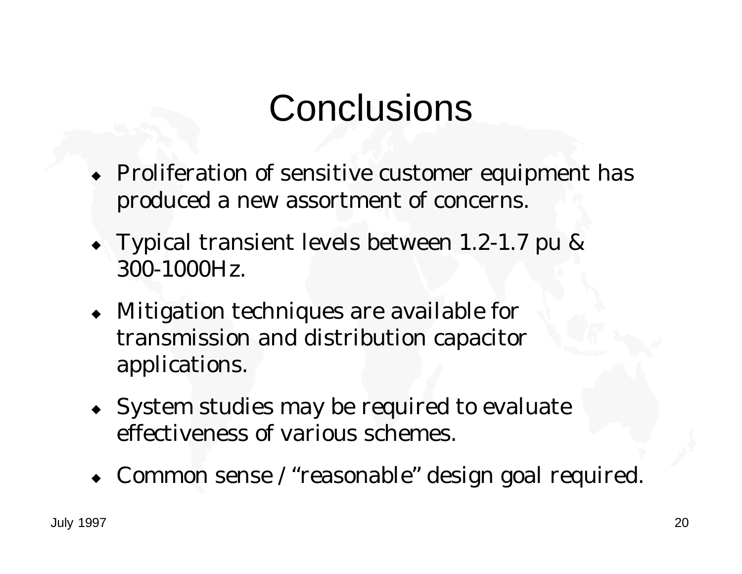# Conclusions

- Proliferation of sensitive customer equipment has produced a new assortment of concerns.
- Typical transient levels between 1.2-1.7 pu & 300-1000Hz.
- Mitigation techniques are available for transmission and distribution capacitor applications.
- System studies may be required to evaluate effectiveness of various schemes.
- Common sense / "reasonable" design goal required.

July 1997